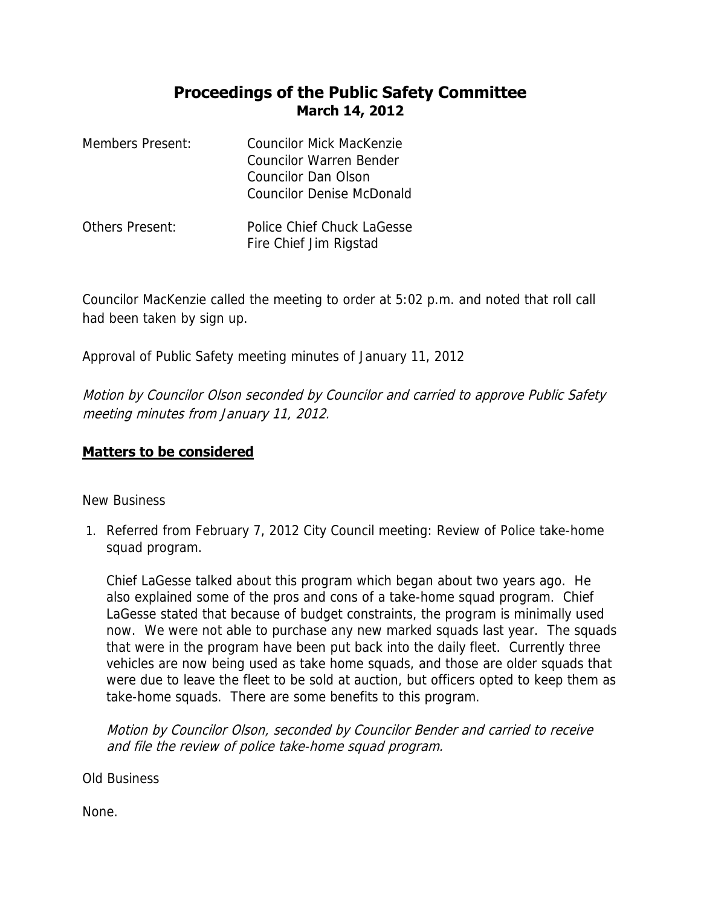# Proceedings of the Public Safety Committee
**March 14, 2012**

Members Present: Councilor Mick MacKenzie
Councilor Warren Bender
Councilor Dan Olson
Councilor Denise McDonald

Others Present: Police Chief Chuck LaGesse
Fire Chief Jim Rigstad

Councilor MacKenzie called the meeting to order at 5:02 p.m. and noted that roll call had been taken by sign up.

Approval of Public Safety meeting minutes of January 11, 2012

*Motion by Councilor Olson seconded by Councilor and carried to approve Public Safety meeting minutes from January 11, 2012.*

## **Matters to be considered**

New Business

1. Referred from February 7, 2012 City Council meeting: Review of Police take-home squad program.

   Chief LaGesse talked about this program which began about two years ago. He also explained some of the pros and cons of a take-home squad program. Chief LaGesse stated that because of budget constraints, the program is minimally used now. We were not able to purchase any new marked squads last year. The squads that were in the program have been put back into the daily fleet. Currently three vehicles are now being used as take home squads, and those are older squads that were due to leave the fleet to be sold at auction, but officers opted to keep them as take-home squads. There are some benefits to this program.

   *Motion by Councilor Olson, seconded by Councilor Bender and carried to receive and file the review of police take-home squad program.*

Old Business

None.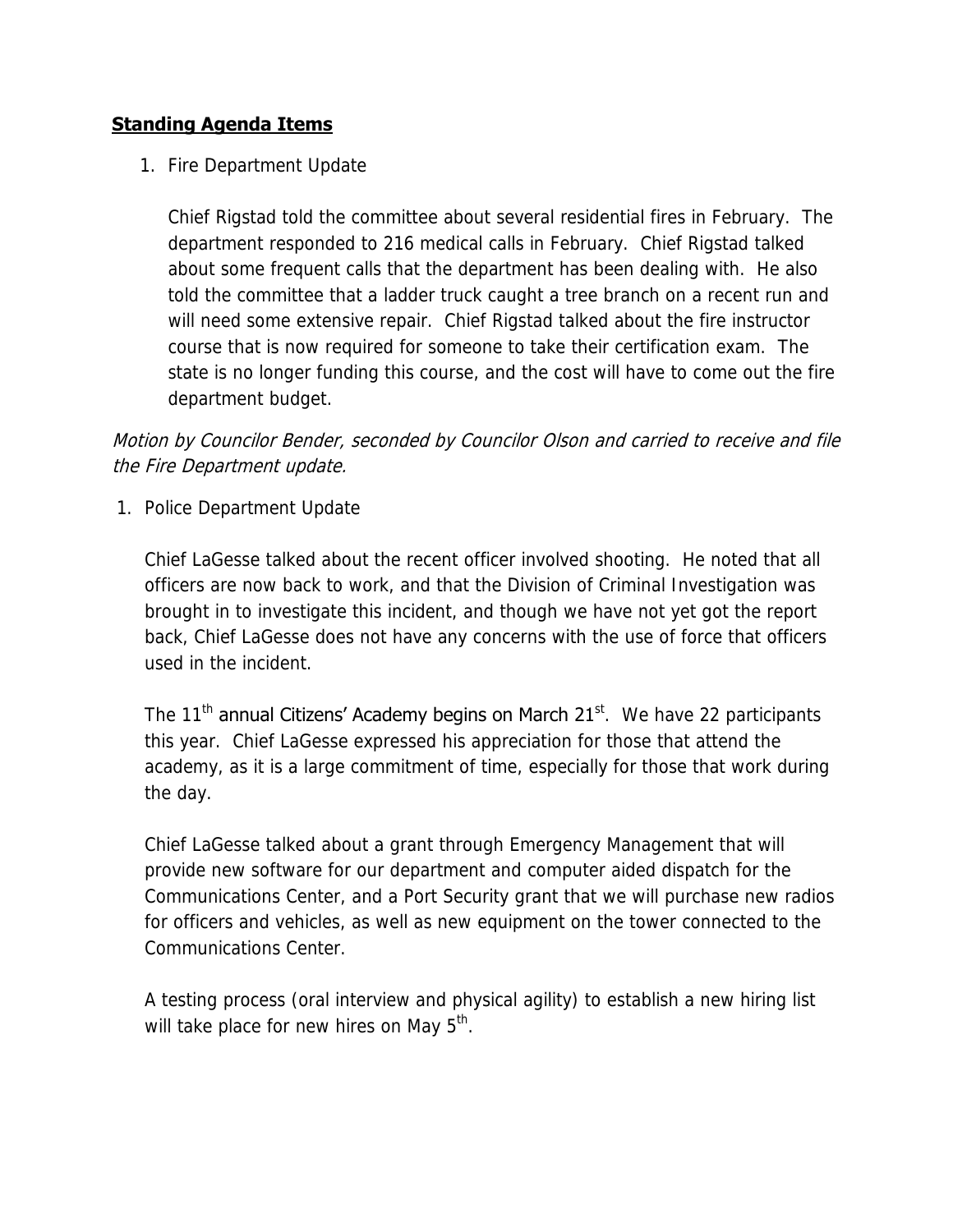## **Standing Agenda Items**

1. Fire Department Update

   Chief Rigstad told the committee about several residential fires in February. The department responded to 216 medical calls in February. Chief Rigstad talked about some frequent calls that the department has been dealing with. He also told the committee that a ladder truck caught a tree branch on a recent run and will need some extensive repair. Chief Rigstad talked about the fire instructor course that is now required for someone to take their certification exam. The state is no longer funding this course, and the cost will have to come out the fire department budget.

*Motion by Councilor Bender, seconded by Councilor Olson and carried to receive and file the Fire Department update.*

1. Police Department Update

   Chief LaGesse talked about the recent officer involved shooting. He noted that all officers are now back to work, and that the Division of Criminal Investigation was brought in to investigate this incident, and though we have not yet got the report back, Chief LaGesse does not have any concerns with the use of force that officers used in the incident.

   The 11th annual Citizens' Academy begins on March 21st. We have 22 participants this year. Chief LaGesse expressed his appreciation for those that attend the academy, as it is a large commitment of time, especially for those that work during the day.

   Chief LaGesse talked about a grant through Emergency Management that will provide new software for our department and computer aided dispatch for the Communications Center, and a Port Security grant that we will purchase new radios for officers and vehicles, as well as new equipment on the tower connected to the Communications Center.

   A testing process (oral interview and physical agility) to establish a new hiring list will take place for new hires on May 5th.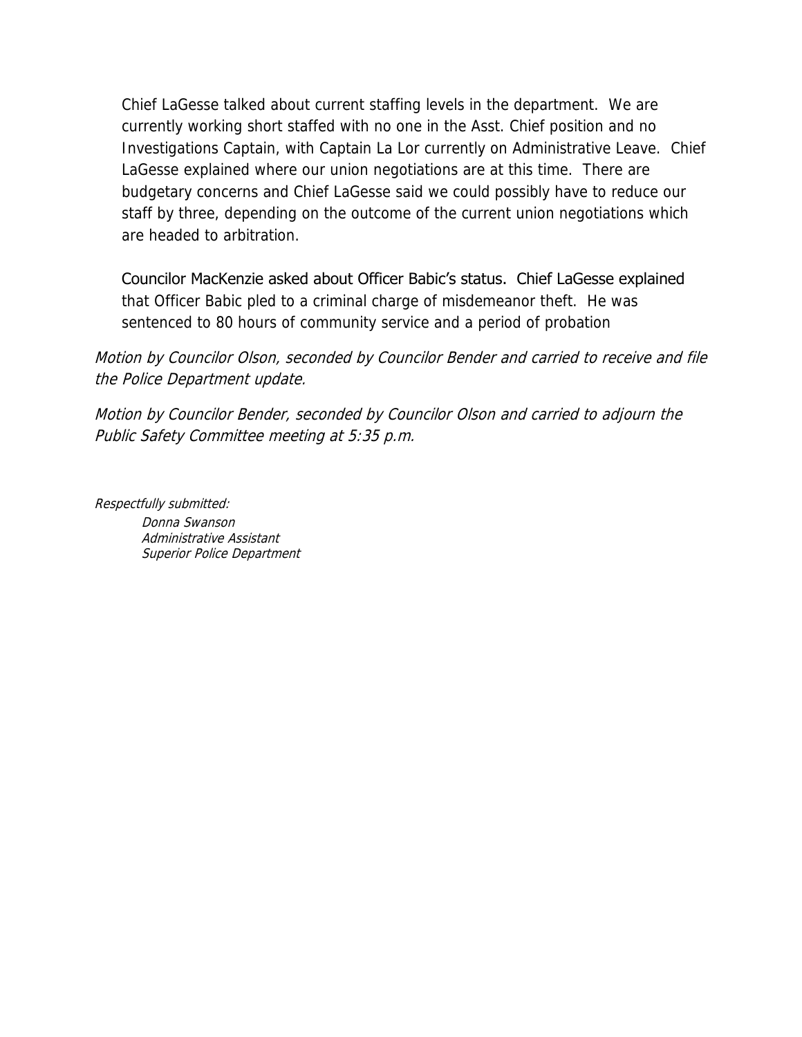Chief LaGesse talked about current staffing levels in the department. We are currently working short staffed with no one in the Asst. Chief position and no Investigations Captain, with Captain La Lor currently on Administrative Leave. Chief LaGesse explained where our union negotiations are at this time. There are budgetary concerns and Chief LaGesse said we could possibly have to reduce our staff by three, depending on the outcome of the current union negotiations which are headed to arbitration.

Councilor MacKenzie asked about Officer Babic's status. Chief LaGesse explained that Officer Babic pled to a criminal charge of misdemeanor theft. He was sentenced to 80 hours of community service and a period of probation

*Motion by Councilor Olson, seconded by Councilor Bender and carried to receive and file the Police Department update.*

*Motion by Councilor Bender, seconded by Councilor Olson and carried to adjourn the Public Safety Committee meeting at 5:35 p.m.*

*Respectfully submitted:*
*Donna Swanson*
*Administrative Assistant*
*Superior Police Department*